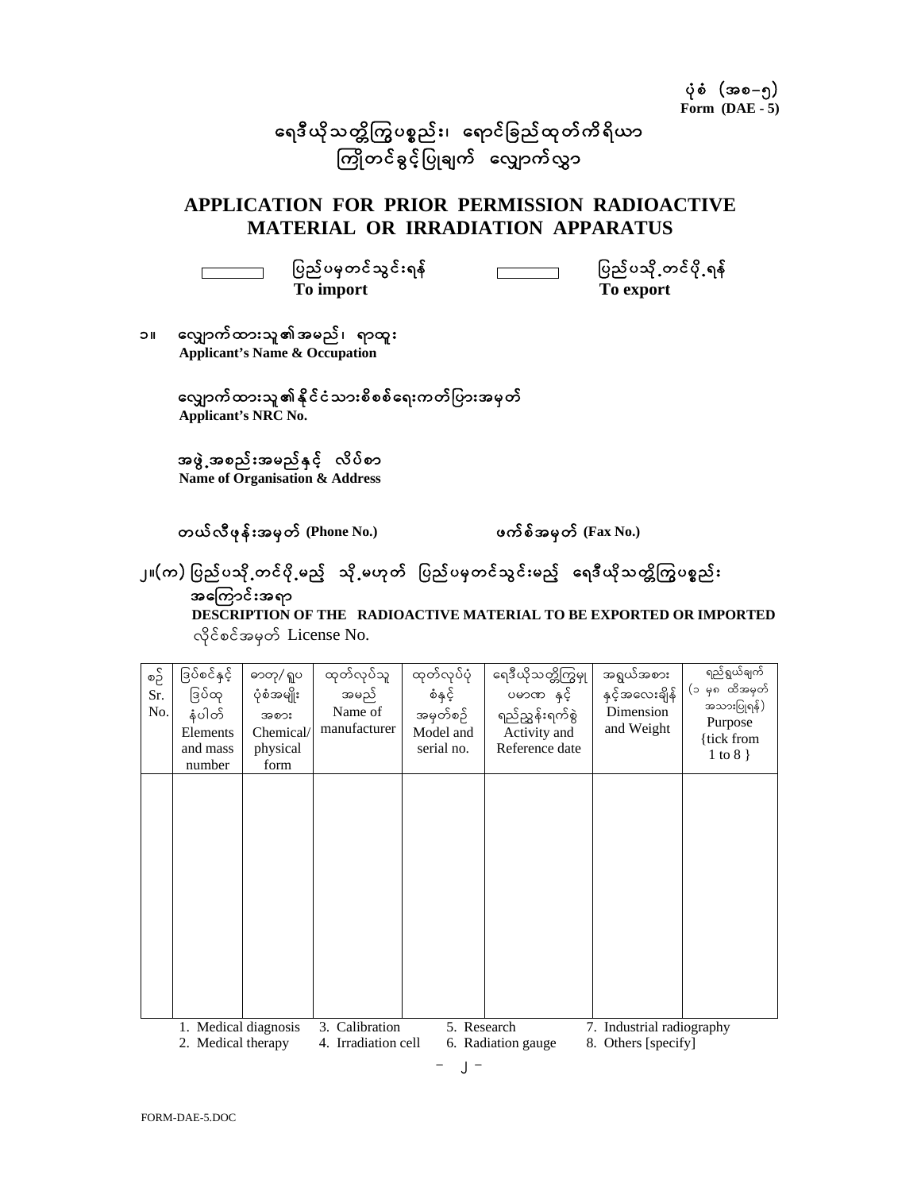ပုံစံ (အစ–၅)
**Form (DAE - 5)**

# ရေဒီယိုသတ္တိကြွပစ္စည်း၊ ရောင်ခြည်ထုတ်ကိရိယာ ကြိုတင်ခွင့်ပြုချက် လျှောက်လွှာ

# APPLICATION FOR PRIOR PERMISSION RADIOACTIVE MATERIAL OR IRRADIATION APPARATUS

☐ ပြည်ပမှတင်သွင်းရန် **To import**  ☐ ပြည်ပသို့တင်ပို့ရန် **To export**

၁။ လျှောက်ထားသူ၏အမည်၊ ရာထူး
**Applicant's Name & Occupation**

လျှောက်ထားသူ၏နိုင်ငံသားစိစစ်ရေးကတ်ပြားအမှတ်
**Applicant's NRC No.**

အဖွဲ့အစည်းအမည်နှင့် လိပ်စာ
**Name of Organisation & Address**

တယ်လီဖုန်းအမှတ် **(Phone No.)**  ဖက်စ်အမှတ် **(Fax No.)**

၂။(က) ပြည်ပသို့တင်ပို့မည့် သို့မဟုတ် ပြည်ပမှတင်သွင်းမည့် ရေဒီယိုသတ္တိကြွပစ္စည်း အကြောင်းအရာ
**DESCRIPTION OF THE RADIOACTIVE MATERIAL TO BE EXPORTED OR IMPORTED**
လိုင်စင်အမှတ် License No.

| စဉ် Sr. No. | ဒြပ်စင်နှင့် ဒြပ်ထုနံပါတ် Elements and mass number | ဓာတု/ရူပ ပုံစံအမျိုးအစား Chemical/ physical form | ထုတ်လုပ်သူအမည် Name of manufacturer | ထုတ်လုပ်ပုံစံနှင့် အမှတ်စဉ် Model and serial no. | ရေဒီယိုသတ္တိကြွမှုပမာဏ နှင့် ရည်ညွှန်းရက်စွဲ Activity and Reference date | အရွယ်အစားနှင့်အလေးချိန် Dimension and Weight | ရည်ရွယ်ချက် (၁ မှ ၈ ထိအမှတ်အသားပြုရန်) Purpose {tick from 1 to 8 } |
|---|---|---|---|---|---|---|---|
| | | | | | | | |

1. Medical diagnosis
2. Medical therapy
3. Calibration
4. Irradiation cell
5. Research
6. Radiation gauge
7. Industrial radiography
8. Others [specify]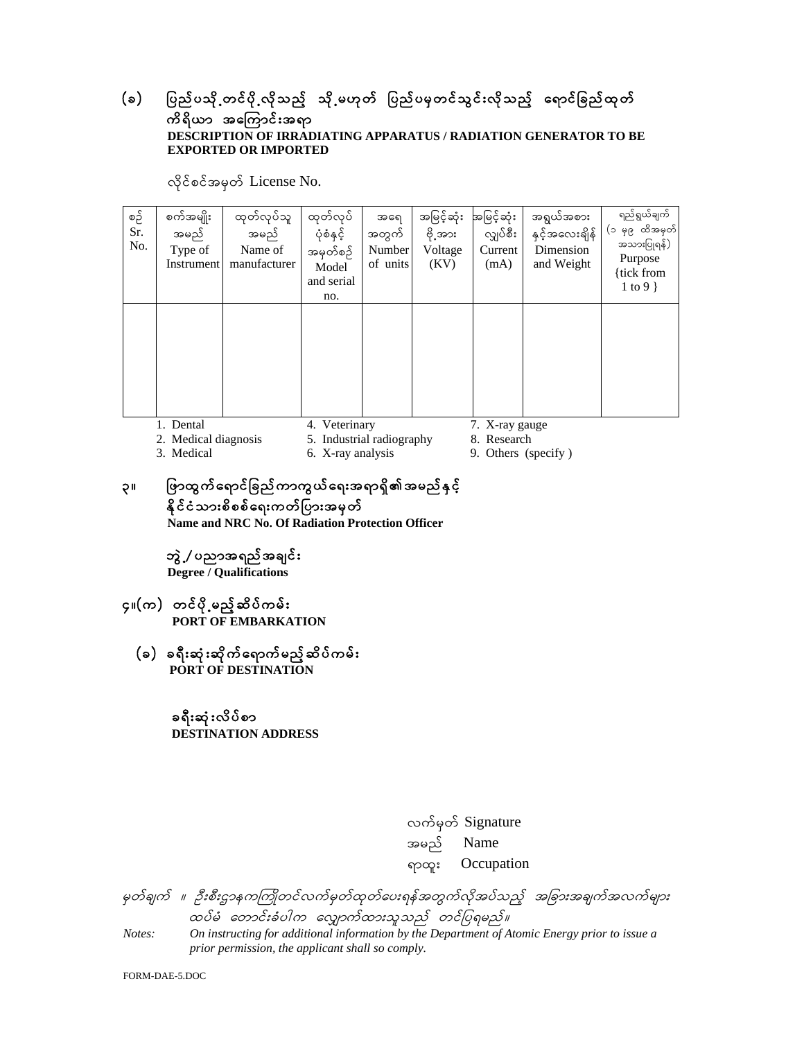(ခ) ပြည်ပသို့တင်ပို့လိုသည့် သို့မဟုတ် ပြည်ပမှတင်သွင်းလိုသည့် ရောင်ခြည်ထုတ်ကိရိယာ အကြောင်းအရာ
**DESCRIPTION OF IRRADIATING APPARATUS / RADIATION GENERATOR TO BE EXPORTED OR IMPORTED**

လိုင်စင်အမှတ် License No.

| စဉ် Sr. No. | စက်အမျိုးအမည် Type of Instrument | ထုတ်လုပ်သူအမည် Name of manufacturer | ထုတ်လုပ်ပုံစံနှင့်အမှတ်စဉ် Model and serial no. | အရေအတွက် Number of units | အမြင့်ဆုံးဗို့အား Voltage (KV) | အမြင့်ဆုံးလျှပ်စီး Current (mA) | အရွယ်အစားနှင့်အလေးချိန် Dimension and Weight | ရည်ရွယ်ချက် (၁ မှ၉ ထိအမှတ်အသားပြုရန်) Purpose {tick from 1 to 9 } |
|---|---|---|---|---|---|---|---|---|
| | | | | | | | | |

1. Dental
2. Medical diagnosis
3. Medical
4. Veterinary
5. Industrial radiography
6. X-ray analysis
7. X-ray gauge
8. Research
9. Others (specify )

၃။ ဖြာထွက်ရောင်ခြည်ကာကွယ်ရေးအရာရှိ၏အမည်နှင့် နိုင်ငံသားစိစစ်ရေးကတ်ပြားအမှတ်
**Name and NRC No. Of Radiation Protection Officer**

ဘွဲ့/ပညာအရည်အချင်း
**Degree / Qualifications**

၄။(က) တင်ပို့မည့်ဆိပ်ကမ်း
**PORT OF EMBARKATION**

(ခ) ခရီးဆုံးဆိုက်ရောက်မည့်ဆိပ်ကမ်း
**PORT OF DESTINATION**

ခရီးဆုံးလိပ်စာ
**DESTINATION ADDRESS**

လက်မှတ် Signature

အမည် Name

ရာထူး Occupation

*မှတ်ချက် ။ ဦးစီးဌာနကကြိုတင်လက်မှတ်ထုတ်ပေးရန်အတွက်လိုအပ်သည့် အခြားအချက်အလက်များ ထပ်မံ တောင်းခံပါက လျှောက်ထားသူသည် တင်ပြရမည်။*

*Notes: On instructing for additional information by the Department of Atomic Energy prior to issue a prior permission, the applicant shall so comply.*

FORM-DAE-5.DOC